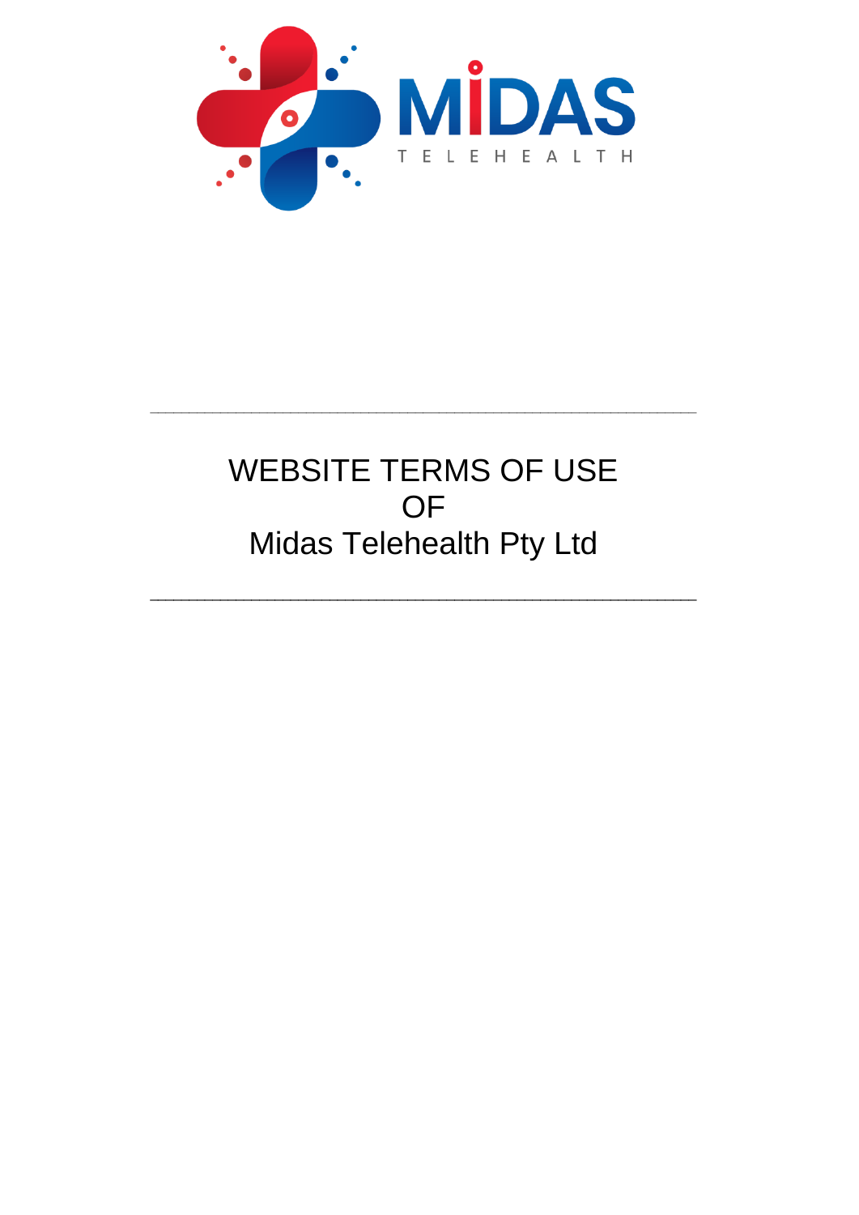MIDAS

TELEHEALTH

---

# WEBSITE TERMS OF USE
# OF
# Midas Telehealth Pty Ltd

---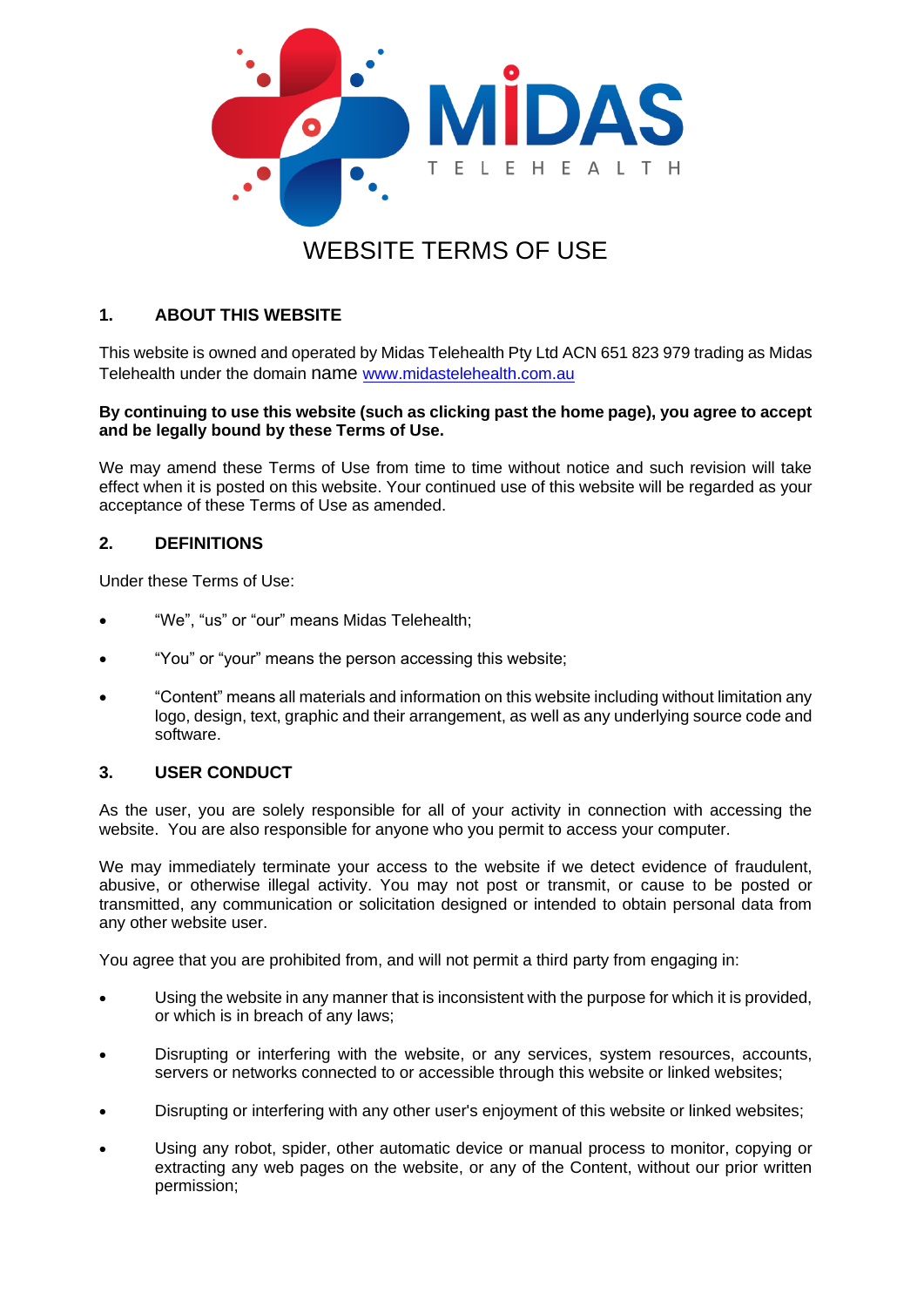# WEBSITE TERMS OF USE

## 1. ABOUT THIS WEBSITE

This website is owned and operated by Midas Telehealth Pty Ltd ACN 651 823 979 trading as Midas Telehealth under the domain name [www.midastelehealth.com.au](http://www.midastelehealth.com.au)

**By continuing to use this website (such as clicking past the home page), you agree to accept and be legally bound by these Terms of Use.**

We may amend these Terms of Use from time to time without notice and such revision will take effect when it is posted on this website. Your continued use of this website will be regarded as your acceptance of these Terms of Use as amended.

## 2. DEFINITIONS

Under these Terms of Use:

- "We", "us" or "our" means Midas Telehealth;
- "You" or "your" means the person accessing this website;
- "Content" means all materials and information on this website including without limitation any logo, design, text, graphic and their arrangement, as well as any underlying source code and software.

## 3. USER CONDUCT

As the user, you are solely responsible for all of your activity in connection with accessing the website. You are also responsible for anyone who you permit to access your computer.

We may immediately terminate your access to the website if we detect evidence of fraudulent, abusive, or otherwise illegal activity. You may not post or transmit, or cause to be posted or transmitted, any communication or solicitation designed or intended to obtain personal data from any other website user.

You agree that you are prohibited from, and will not permit a third party from engaging in:

- Using the website in any manner that is inconsistent with the purpose for which it is provided, or which is in breach of any laws;
- Disrupting or interfering with the website, or any services, system resources, accounts, servers or networks connected to or accessible through this website or linked websites;
- Disrupting or interfering with any other user's enjoyment of this website or linked websites;
- Using any robot, spider, other automatic device or manual process to monitor, copying or extracting any web pages on the website, or any of the Content, without our prior written permission;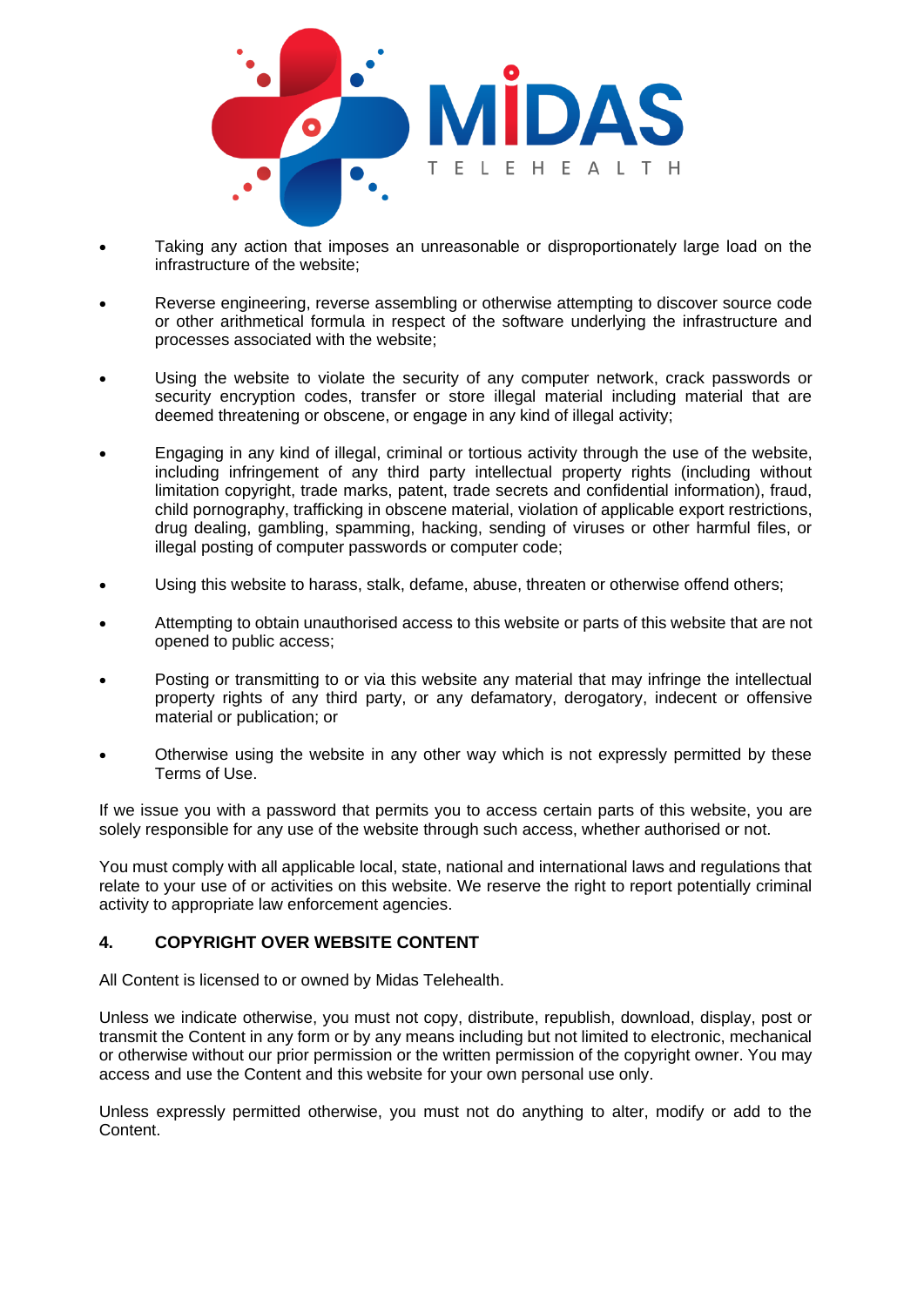- Taking any action that imposes an unreasonable or disproportionately large load on the infrastructure of the website;
- Reverse engineering, reverse assembling or otherwise attempting to discover source code or other arithmetical formula in respect of the software underlying the infrastructure and processes associated with the website;
- Using the website to violate the security of any computer network, crack passwords or security encryption codes, transfer or store illegal material including material that are deemed threatening or obscene, or engage in any kind of illegal activity;
- Engaging in any kind of illegal, criminal or tortious activity through the use of the website, including infringement of any third party intellectual property rights (including without limitation copyright, trade marks, patent, trade secrets and confidential information), fraud, child pornography, trafficking in obscene material, violation of applicable export restrictions, drug dealing, gambling, spamming, hacking, sending of viruses or other harmful files, or illegal posting of computer passwords or computer code;
- Using this website to harass, stalk, defame, abuse, threaten or otherwise offend others;
- Attempting to obtain unauthorised access to this website or parts of this website that are not opened to public access;
- Posting or transmitting to or via this website any material that may infringe the intellectual property rights of any third party, or any defamatory, derogatory, indecent or offensive material or publication; or
- Otherwise using the website in any other way which is not expressly permitted by these Terms of Use.

If we issue you with a password that permits you to access certain parts of this website, you are solely responsible for any use of the website through such access, whether authorised or not.

You must comply with all applicable local, state, national and international laws and regulations that relate to your use of or activities on this website. We reserve the right to report potentially criminal activity to appropriate law enforcement agencies.

## 4. COPYRIGHT OVER WEBSITE CONTENT

All Content is licensed to or owned by Midas Telehealth.

Unless we indicate otherwise, you must not copy, distribute, republish, download, display, post or transmit the Content in any form or by any means including but not limited to electronic, mechanical or otherwise without our prior permission or the written permission of the copyright owner. You may access and use the Content and this website for your own personal use only.

Unless expressly permitted otherwise, you must not do anything to alter, modify or add to the Content.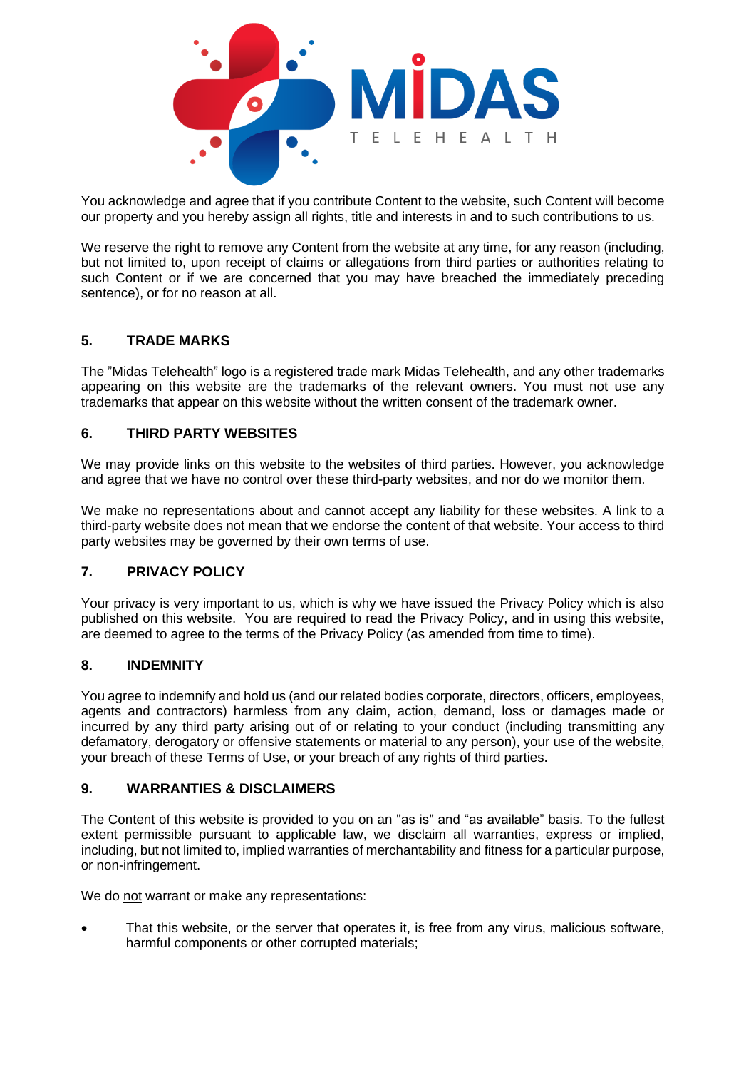You acknowledge and agree that if you contribute Content to the website, such Content will become our property and you hereby assign all rights, title and interests in and to such contributions to us.

We reserve the right to remove any Content from the website at any time, for any reason (including, but not limited to, upon receipt of claims or allegations from third parties or authorities relating to such Content or if we are concerned that you may have breached the immediately preceding sentence), or for no reason at all.

## 5. TRADE MARKS

The ”Midas Telehealth” logo is a registered trade mark Midas Telehealth, and any other trademarks appearing on this website are the trademarks of the relevant owners. You must not use any trademarks that appear on this website without the written consent of the trademark owner.

## 6. THIRD PARTY WEBSITES

We may provide links on this website to the websites of third parties. However, you acknowledge and agree that we have no control over these third-party websites, and nor do we monitor them.

We make no representations about and cannot accept any liability for these websites. A link to a third-party website does not mean that we endorse the content of that website. Your access to third party websites may be governed by their own terms of use.

## 7. PRIVACY POLICY

Your privacy is very important to us, which is why we have issued the Privacy Policy which is also published on this website. You are required to read the Privacy Policy, and in using this website, are deemed to agree to the terms of the Privacy Policy (as amended from time to time).

## 8. INDEMNITY

You agree to indemnify and hold us (and our related bodies corporate, directors, officers, employees, agents and contractors) harmless from any claim, action, demand, loss or damages made or incurred by any third party arising out of or relating to your conduct (including transmitting any defamatory, derogatory or offensive statements or material to any person), your use of the website, your breach of these Terms of Use, or your breach of any rights of third parties.

## 9. WARRANTIES & DISCLAIMERS

The Content of this website is provided to you on an "as is" and “as available” basis. To the fullest extent permissible pursuant to applicable law, we disclaim all warranties, express or implied, including, but not limited to, implied warranties of merchantability and fitness for a particular purpose, or non-infringement.

We do <u>not</u> warrant or make any representations:

- That this website, or the server that operates it, is free from any virus, malicious software, harmful components or other corrupted materials;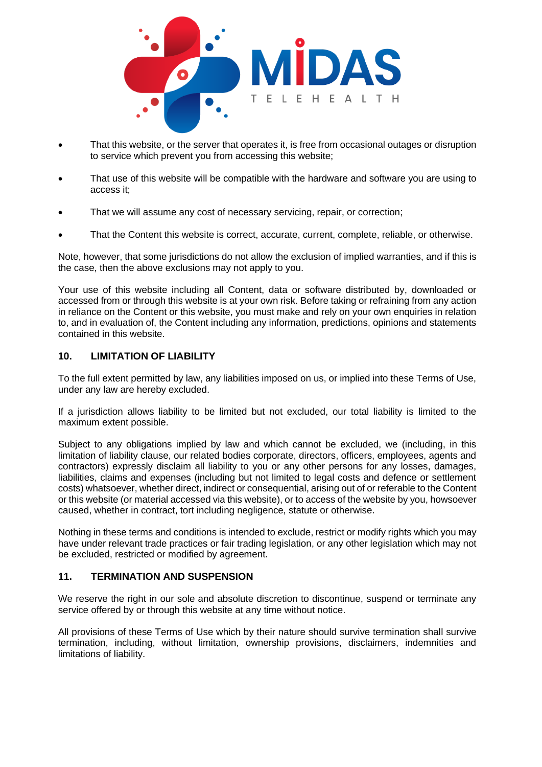- That this website, or the server that operates it, is free from occasional outages or disruption to service which prevent you from accessing this website;
- That use of this website will be compatible with the hardware and software you are using to access it;
- That we will assume any cost of necessary servicing, repair, or correction;
- That the Content this website is correct, accurate, current, complete, reliable, or otherwise.

Note, however, that some jurisdictions do not allow the exclusion of implied warranties, and if this is the case, then the above exclusions may not apply to you.

Your use of this website including all Content, data or software distributed by, downloaded or accessed from or through this website is at your own risk. Before taking or refraining from any action in reliance on the Content or this website, you must make and rely on your own enquiries in relation to, and in evaluation of, the Content including any information, predictions, opinions and statements contained in this website.

## 10. LIMITATION OF LIABILITY

To the full extent permitted by law, any liabilities imposed on us, or implied into these Terms of Use, under any law are hereby excluded.

If a jurisdiction allows liability to be limited but not excluded, our total liability is limited to the maximum extent possible.

Subject to any obligations implied by law and which cannot be excluded, we (including, in this limitation of liability clause, our related bodies corporate, directors, officers, employees, agents and contractors) expressly disclaim all liability to you or any other persons for any losses, damages, liabilities, claims and expenses (including but not limited to legal costs and defence or settlement costs) whatsoever, whether direct, indirect or consequential, arising out of or referable to the Content or this website (or material accessed via this website), or to access of the website by you, howsoever caused, whether in contract, tort including negligence, statute or otherwise.

Nothing in these terms and conditions is intended to exclude, restrict or modify rights which you may have under relevant trade practices or fair trading legislation, or any other legislation which may not be excluded, restricted or modified by agreement.

## 11. TERMINATION AND SUSPENSION

We reserve the right in our sole and absolute discretion to discontinue, suspend or terminate any service offered by or through this website at any time without notice.

All provisions of these Terms of Use which by their nature should survive termination shall survive termination, including, without limitation, ownership provisions, disclaimers, indemnities and limitations of liability.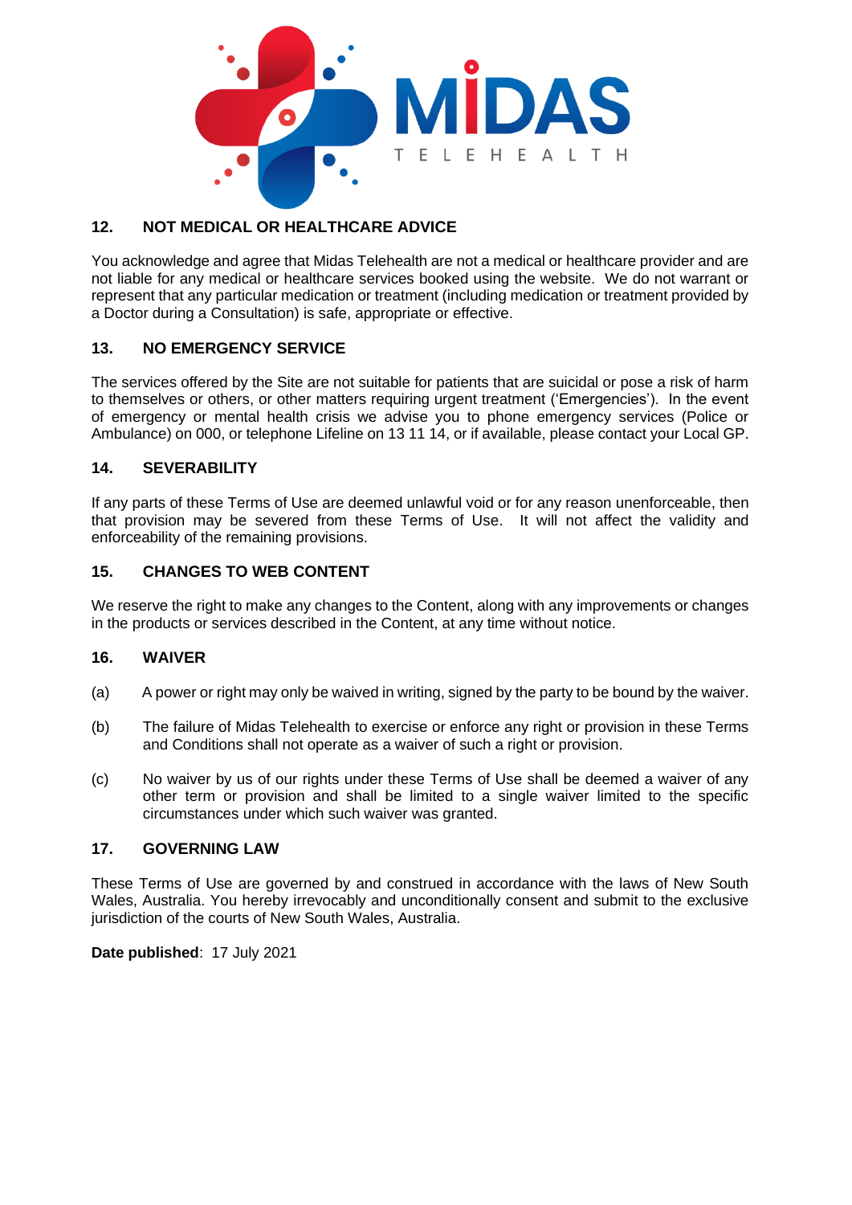## 12. NOT MEDICAL OR HEALTHCARE ADVICE

You acknowledge and agree that Midas Telehealth are not a medical or healthcare provider and are not liable for any medical or healthcare services booked using the website. We do not warrant or represent that any particular medication or treatment (including medication or treatment provided by a Doctor during a Consultation) is safe, appropriate or effective.

## 13. NO EMERGENCY SERVICE

The services offered by the Site are not suitable for patients that are suicidal or pose a risk of harm to themselves or others, or other matters requiring urgent treatment ('Emergencies'). In the event of emergency or mental health crisis we advise you to phone emergency services (Police or Ambulance) on 000, or telephone Lifeline on 13 11 14, or if available, please contact your Local GP.

## 14. SEVERABILITY

If any parts of these Terms of Use are deemed unlawful void or for any reason unenforceable, then that provision may be severed from these Terms of Use. It will not affect the validity and enforceability of the remaining provisions.

## 15. CHANGES TO WEB CONTENT

We reserve the right to make any changes to the Content, along with any improvements or changes in the products or services described in the Content, at any time without notice.

## 16. WAIVER

(a) A power or right may only be waived in writing, signed by the party to be bound by the waiver.

(b) The failure of Midas Telehealth to exercise or enforce any right or provision in these Terms and Conditions shall not operate as a waiver of such a right or provision.

(c) No waiver by us of our rights under these Terms of Use shall be deemed a waiver of any other term or provision and shall be limited to a single waiver limited to the specific circumstances under which such waiver was granted.

## 17. GOVERNING LAW

These Terms of Use are governed by and construed in accordance with the laws of New South Wales, Australia. You hereby irrevocably and unconditionally consent and submit to the exclusive jurisdiction of the courts of New South Wales, Australia.

**Date published**: 17 July 2021